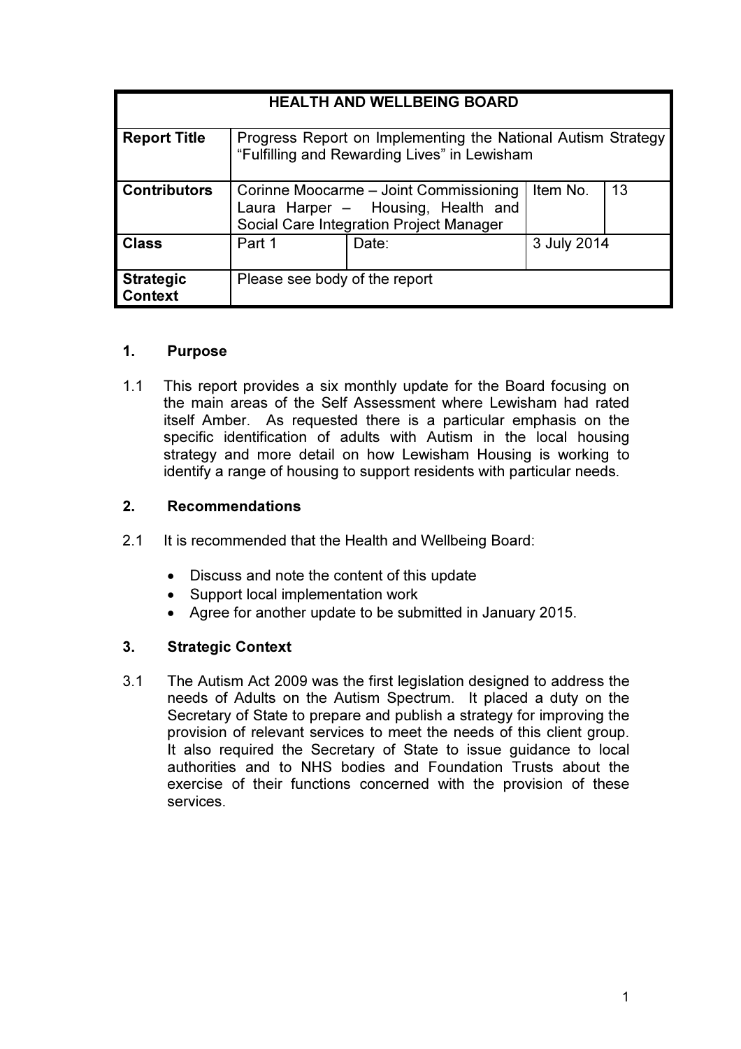| HEALTH AND WELLBEING BOARD | | | | |
|---|---|---|---|---|
| **Report Title** | Progress Report on Implementing the National Autism Strategy "Fulfilling and Rewarding Lives" in Lewisham | | | |
| **Contributors** | Corinne Moocarme – Joint Commissioning Laura Harper – Housing, Health and Social Care Integration Project Manager | | Item No. | 13 |
| **Class** | Part 1 | Date: | 3 July 2014 | |
| **Strategic Context** | Please see body of the report | | | |

## 1. Purpose

1.1 This report provides a six monthly update for the Board focusing on the main areas of the Self Assessment where Lewisham had rated itself Amber. As requested there is a particular emphasis on the specific identification of adults with Autism in the local housing strategy and more detail on how Lewisham Housing is working to identify a range of housing to support residents with particular needs.

## 2. Recommendations

2.1 It is recommended that the Health and Wellbeing Board:

- Discuss and note the content of this update
- Support local implementation work
- Agree for another update to be submitted in January 2015.

## 3. Strategic Context

3.1 The Autism Act 2009 was the first legislation designed to address the needs of Adults on the Autism Spectrum. It placed a duty on the Secretary of State to prepare and publish a strategy for improving the provision of relevant services to meet the needs of this client group. It also required the Secretary of State to issue guidance to local authorities and to NHS bodies and Foundation Trusts about the exercise of their functions concerned with the provision of these services.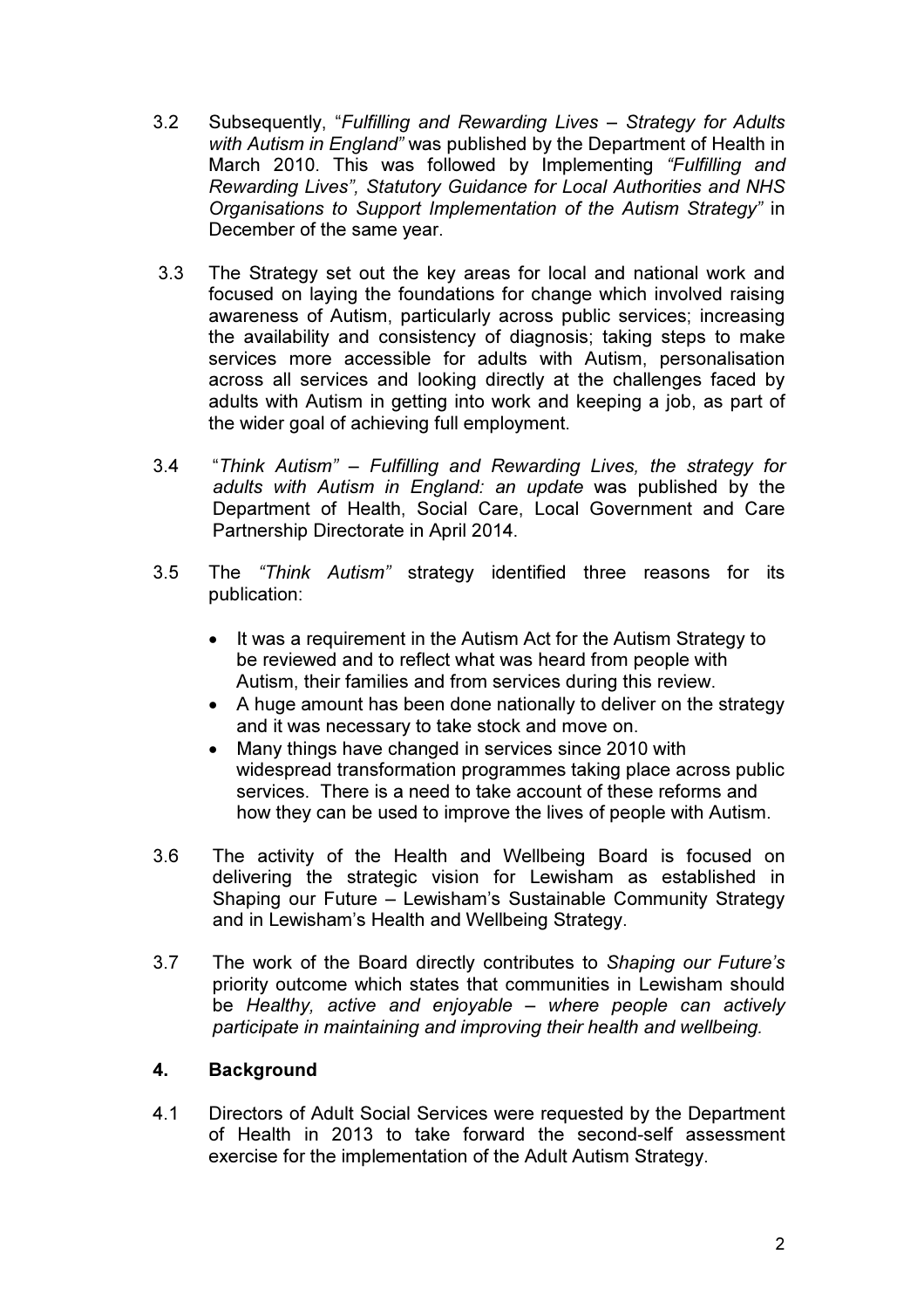3.2 Subsequently, "*Fulfilling and Rewarding Lives – Strategy for Adults with Autism in England"* was published by the Department of Health in March 2010. This was followed by Implementing *"Fulfilling and Rewarding Lives", Statutory Guidance for Local Authorities and NHS Organisations to Support Implementation of the Autism Strategy"* in December of the same year.

3.3 The Strategy set out the key areas for local and national work and focused on laying the foundations for change which involved raising awareness of Autism, particularly across public services; increasing the availability and consistency of diagnosis; taking steps to make services more accessible for adults with Autism, personalisation across all services and looking directly at the challenges faced by adults with Autism in getting into work and keeping a job, as part of the wider goal of achieving full employment.

3.4 "*Think Autism" – Fulfilling and Rewarding Lives, the strategy for adults with Autism in England: an update* was published by the Department of Health, Social Care, Local Government and Care Partnership Directorate in April 2014.

3.5 The *"Think Autism"* strategy identified three reasons for its publication:

- It was a requirement in the Autism Act for the Autism Strategy to be reviewed and to reflect what was heard from people with Autism, their families and from services during this review.
- A huge amount has been done nationally to deliver on the strategy and it was necessary to take stock and move on.
- Many things have changed in services since 2010 with widespread transformation programmes taking place across public services. There is a need to take account of these reforms and how they can be used to improve the lives of people with Autism.

3.6 The activity of the Health and Wellbeing Board is focused on delivering the strategic vision for Lewisham as established in Shaping our Future – Lewisham's Sustainable Community Strategy and in Lewisham's Health and Wellbeing Strategy.

3.7 The work of the Board directly contributes to *Shaping our Future's* priority outcome which states that communities in Lewisham should be *Healthy, active and enjoyable – where people can actively participate in maintaining and improving their health and wellbeing.*

## 4. Background

4.1 Directors of Adult Social Services were requested by the Department of Health in 2013 to take forward the second-self assessment exercise for the implementation of the Adult Autism Strategy.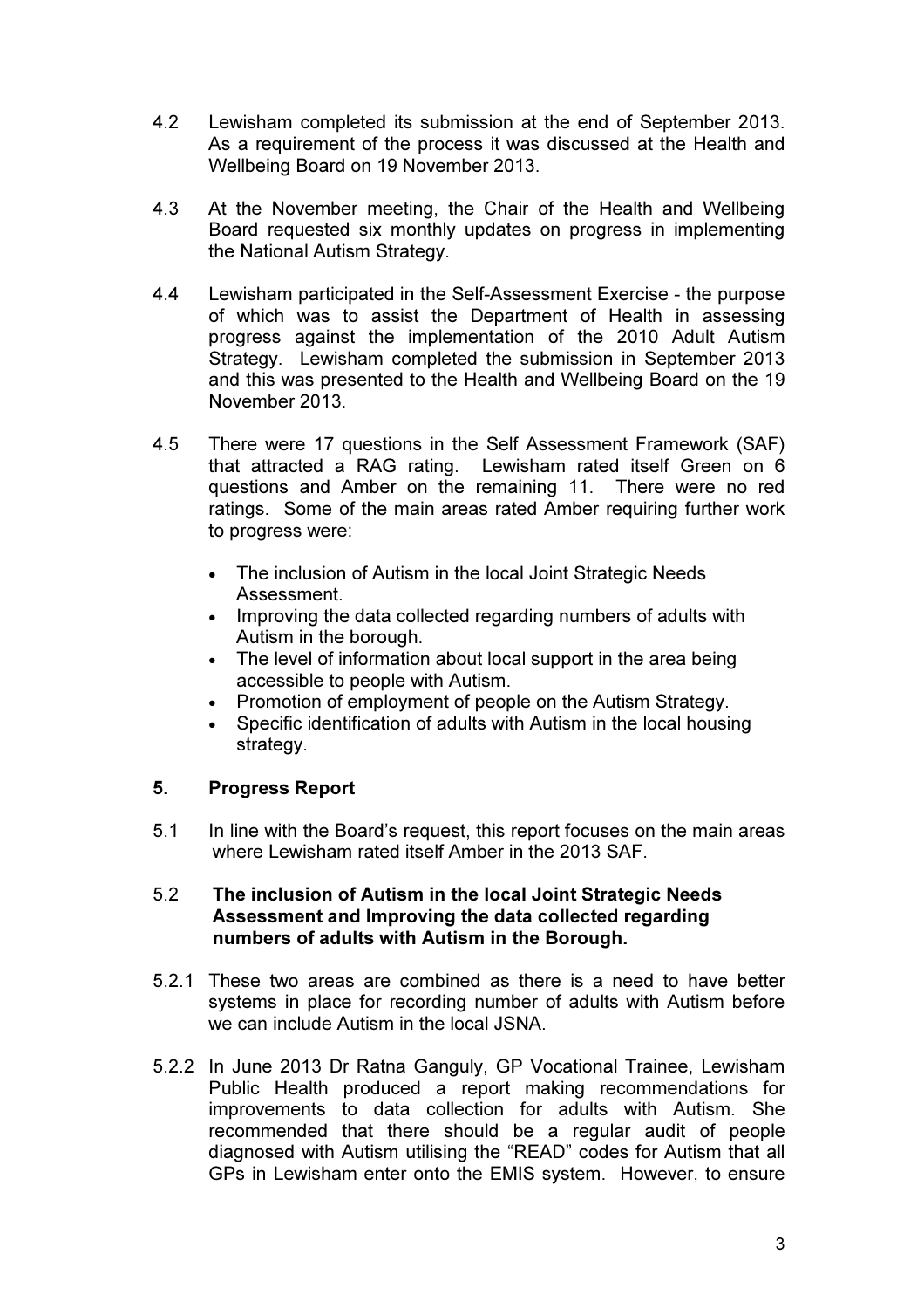4.2 Lewisham completed its submission at the end of September 2013. As a requirement of the process it was discussed at the Health and Wellbeing Board on 19 November 2013.

4.3 At the November meeting, the Chair of the Health and Wellbeing Board requested six monthly updates on progress in implementing the National Autism Strategy.

4.4 Lewisham participated in the Self-Assessment Exercise - the purpose of which was to assist the Department of Health in assessing progress against the implementation of the 2010 Adult Autism Strategy. Lewisham completed the submission in September 2013 and this was presented to the Health and Wellbeing Board on the 19 November 2013.

4.5 There were 17 questions in the Self Assessment Framework (SAF) that attracted a RAG rating. Lewisham rated itself Green on 6 questions and Amber on the remaining 11. There were no red ratings. Some of the main areas rated Amber requiring further work to progress were:

- The inclusion of Autism in the local Joint Strategic Needs Assessment.
- Improving the data collected regarding numbers of adults with Autism in the borough.
- The level of information about local support in the area being accessible to people with Autism.
- Promotion of employment of people on the Autism Strategy.
- Specific identification of adults with Autism in the local housing strategy.

## 5. Progress Report

5.1 In line with the Board's request, this report focuses on the main areas where Lewisham rated itself Amber in the 2013 SAF.

5.2 **The inclusion of Autism in the local Joint Strategic Needs Assessment and Improving the data collected regarding numbers of adults with Autism in the Borough.**

5.2.1 These two areas are combined as there is a need to have better systems in place for recording number of adults with Autism before we can include Autism in the local JSNA.

5.2.2 In June 2013 Dr Ratna Ganguly, GP Vocational Trainee, Lewisham Public Health produced a report making recommendations for improvements to data collection for adults with Autism. She recommended that there should be a regular audit of people diagnosed with Autism utilising the "READ" codes for Autism that all GPs in Lewisham enter onto the EMIS system. However, to ensure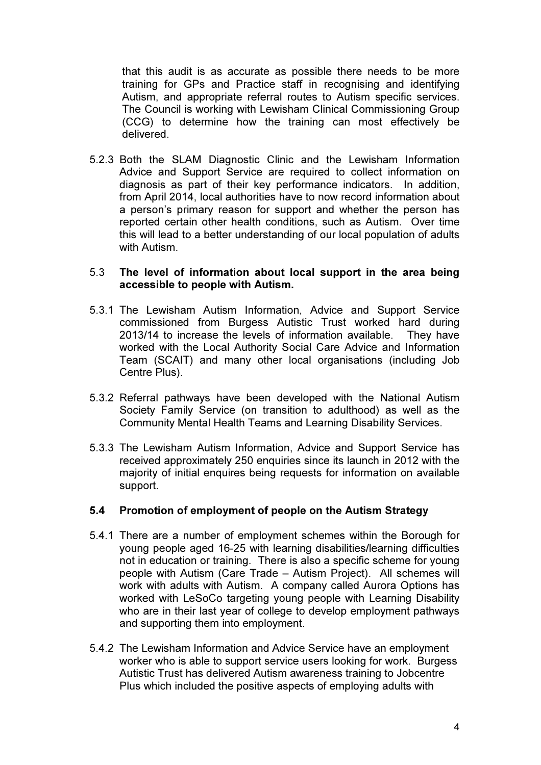that this audit is as accurate as possible there needs to be more training for GPs and Practice staff in recognising and identifying Autism, and appropriate referral routes to Autism specific services. The Council is working with Lewisham Clinical Commissioning Group (CCG) to determine how the training can most effectively be delivered.

5.2.3 Both the SLAM Diagnostic Clinic and the Lewisham Information Advice and Support Service are required to collect information on diagnosis as part of their key performance indicators. In addition, from April 2014, local authorities have to now record information about a person's primary reason for support and whether the person has reported certain other health conditions, such as Autism. Over time this will lead to a better understanding of our local population of adults with Autism.

5.3 **The level of information about local support in the area being accessible to people with Autism.**

5.3.1 The Lewisham Autism Information, Advice and Support Service commissioned from Burgess Autistic Trust worked hard during 2013/14 to increase the levels of information available. They have worked with the Local Authority Social Care Advice and Information Team (SCAIT) and many other local organisations (including Job Centre Plus).

5.3.2 Referral pathways have been developed with the National Autism Society Family Service (on transition to adulthood) as well as the Community Mental Health Teams and Learning Disability Services.

5.3.3 The Lewisham Autism Information, Advice and Support Service has received approximately 250 enquiries since its launch in 2012 with the majority of initial enquires being requests for information on available support.

**5.4 Promotion of employment of people on the Autism Strategy**

5.4.1 There are a number of employment schemes within the Borough for young people aged 16-25 with learning disabilities/learning difficulties not in education or training. There is also a specific scheme for young people with Autism (Care Trade – Autism Project). All schemes will work with adults with Autism. A company called Aurora Options has worked with LeSoCo targeting young people with Learning Disability who are in their last year of college to develop employment pathways and supporting them into employment.

5.4.2 The Lewisham Information and Advice Service have an employment worker who is able to support service users looking for work. Burgess Autistic Trust has delivered Autism awareness training to Jobcentre Plus which included the positive aspects of employing adults with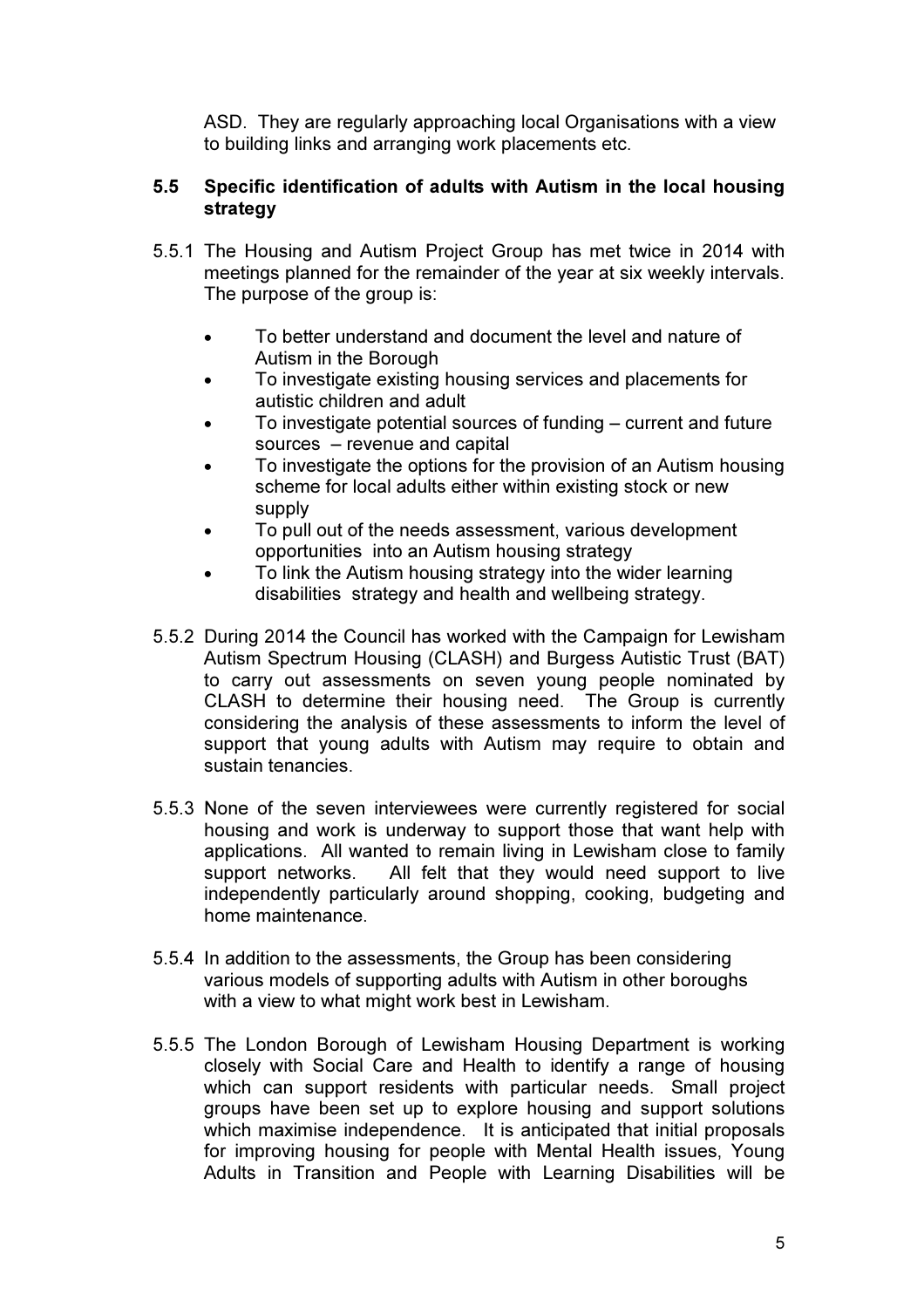ASD. They are regularly approaching local Organisations with a view to building links and arranging work placements etc.

### 5.5 Specific identification of adults with Autism in the local housing strategy

5.5.1 The Housing and Autism Project Group has met twice in 2014 with meetings planned for the remainder of the year at six weekly intervals. The purpose of the group is:

- To better understand and document the level and nature of Autism in the Borough
- To investigate existing housing services and placements for autistic children and adult
- To investigate potential sources of funding – current and future sources – revenue and capital
- To investigate the options for the provision of an Autism housing scheme for local adults either within existing stock or new supply
- To pull out of the needs assessment, various development opportunities into an Autism housing strategy
- To link the Autism housing strategy into the wider learning disabilities strategy and health and wellbeing strategy.

5.5.2 During 2014 the Council has worked with the Campaign for Lewisham Autism Spectrum Housing (CLASH) and Burgess Autistic Trust (BAT) to carry out assessments on seven young people nominated by CLASH to determine their housing need. The Group is currently considering the analysis of these assessments to inform the level of support that young adults with Autism may require to obtain and sustain tenancies.

5.5.3 None of the seven interviewees were currently registered for social housing and work is underway to support those that want help with applications. All wanted to remain living in Lewisham close to family support networks. All felt that they would need support to live independently particularly around shopping, cooking, budgeting and home maintenance.

5.5.4 In addition to the assessments, the Group has been considering various models of supporting adults with Autism in other boroughs with a view to what might work best in Lewisham.

5.5.5 The London Borough of Lewisham Housing Department is working closely with Social Care and Health to identify a range of housing which can support residents with particular needs. Small project groups have been set up to explore housing and support solutions which maximise independence. It is anticipated that initial proposals for improving housing for people with Mental Health issues, Young Adults in Transition and People with Learning Disabilities will be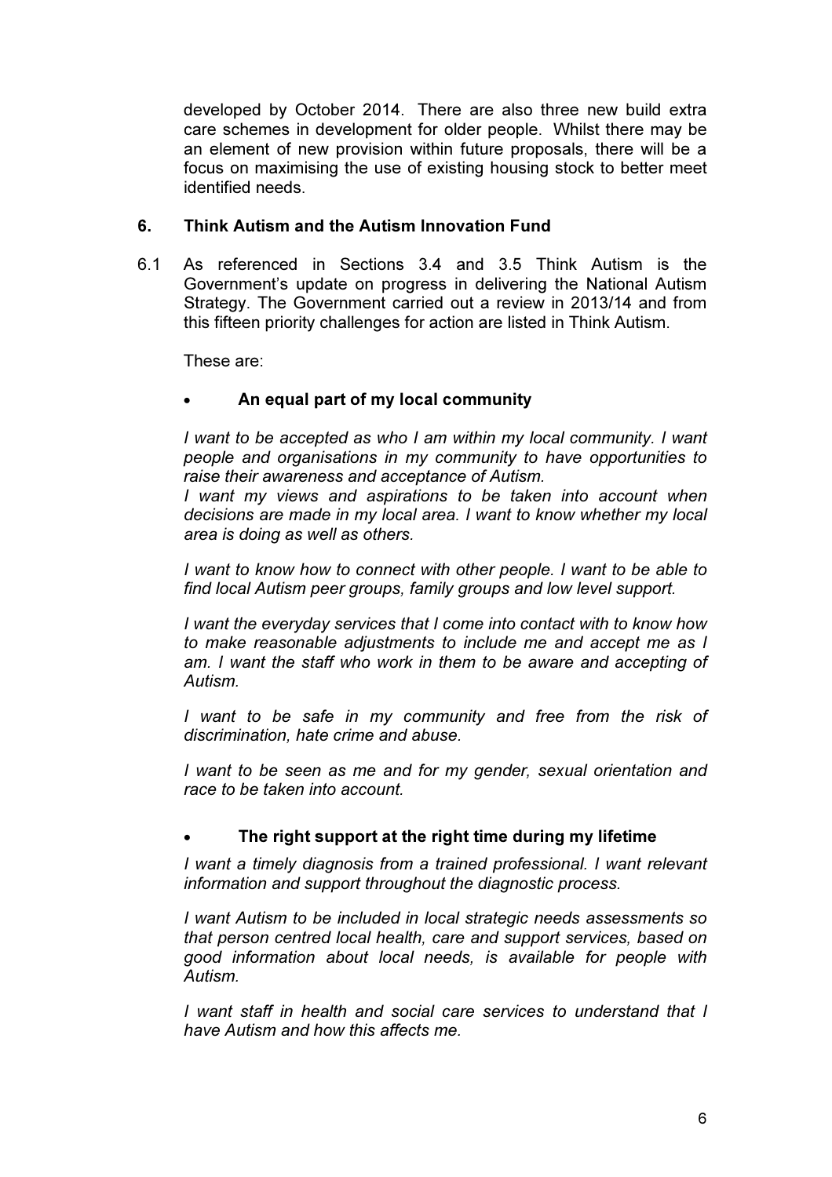developed by October 2014. There are also three new build extra care schemes in development for older people. Whilst there may be an element of new provision within future proposals, there will be a focus on maximising the use of existing housing stock to better meet identified needs.

## 6. Think Autism and the Autism Innovation Fund

6.1 As referenced in Sections 3.4 and 3.5 Think Autism is the Government's update on progress in delivering the National Autism Strategy. The Government carried out a review in 2013/14 and from this fifteen priority challenges for action are listed in Think Autism.

These are:

- **An equal part of my local community**

*I want to be accepted as who I am within my local community. I want people and organisations in my community to have opportunities to raise their awareness and acceptance of Autism.*
*I want my views and aspirations to be taken into account when decisions are made in my local area. I want to know whether my local area is doing as well as others.*

*I want to know how to connect with other people. I want to be able to find local Autism peer groups, family groups and low level support.*

*I want the everyday services that I come into contact with to know how to make reasonable adjustments to include me and accept me as I am. I want the staff who work in them to be aware and accepting of Autism.*

*I want to be safe in my community and free from the risk of discrimination, hate crime and abuse.*

*I want to be seen as me and for my gender, sexual orientation and race to be taken into account.*

- **The right support at the right time during my lifetime**

*I want a timely diagnosis from a trained professional. I want relevant information and support throughout the diagnostic process.*

*I want Autism to be included in local strategic needs assessments so that person centred local health, care and support services, based on good information about local needs, is available for people with Autism.*

*I want staff in health and social care services to understand that I have Autism and how this affects me.*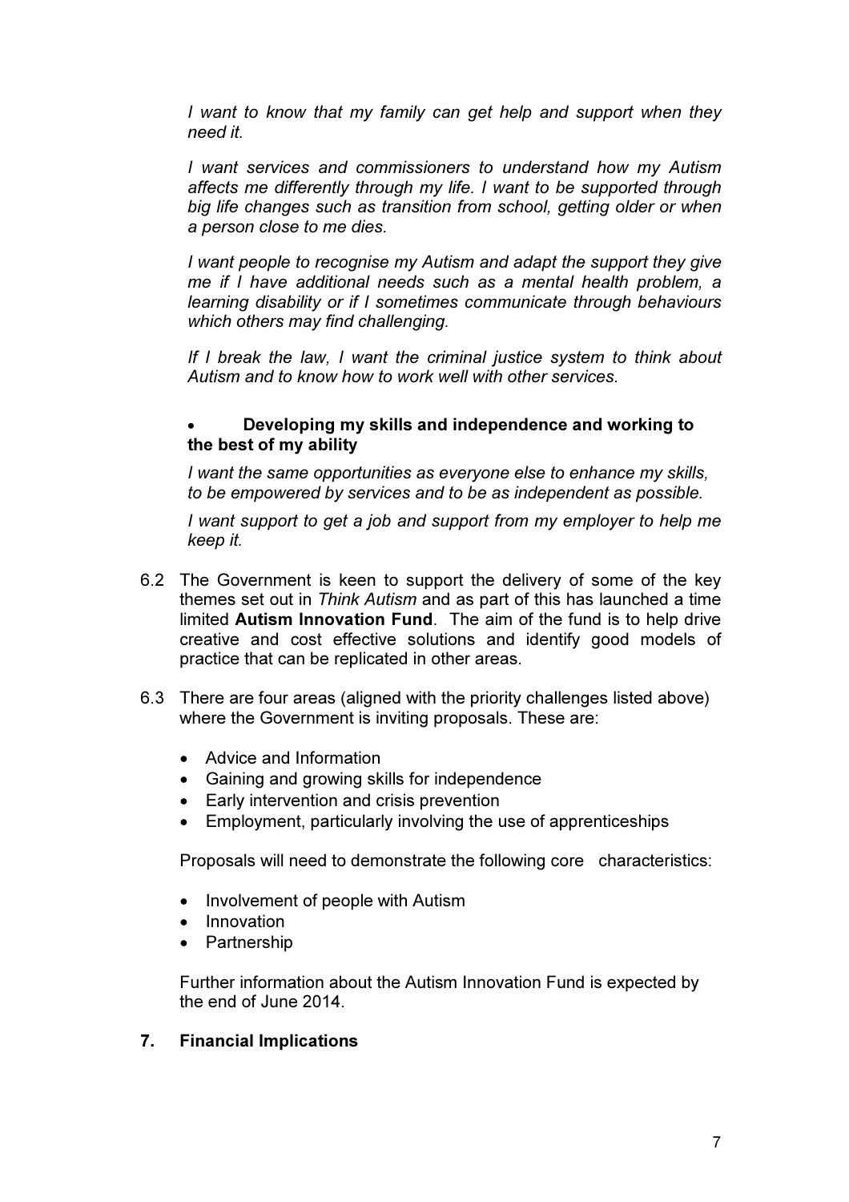*I want to know that my family can get help and support when they need it.*

*I want services and commissioners to understand how my Autism affects me differently through my life. I want to be supported through big life changes such as transition from school, getting older or when a person close to me dies.*

*I want people to recognise my Autism and adapt the support they give me if I have additional needs such as a mental health problem, a learning disability or if I sometimes communicate through behaviours which others may find challenging.*

*If I break the law, I want the criminal justice system to think about Autism and to know how to work well with other services.*

- **Developing my skills and independence and working to the best of my ability**

*I want the same opportunities as everyone else to enhance my skills, to be empowered by services and to be as independent as possible.*

*I want support to get a job and support from my employer to help me keep it.*

6.2 The Government is keen to support the delivery of some of the key themes set out in *Think Autism* and as part of this has launched a time limited **Autism Innovation Fund**. The aim of the fund is to help drive creative and cost effective solutions and identify good models of practice that can be replicated in other areas.

6.3 There are four areas (aligned with the priority challenges listed above) where the Government is inviting proposals. These are:

- Advice and Information
- Gaining and growing skills for independence
- Early intervention and crisis prevention
- Employment, particularly involving the use of apprenticeships

Proposals will need to demonstrate the following core characteristics:

- Involvement of people with Autism
- Innovation
- Partnership

Further information about the Autism Innovation Fund is expected by the end of June 2014.

## 7. Financial Implications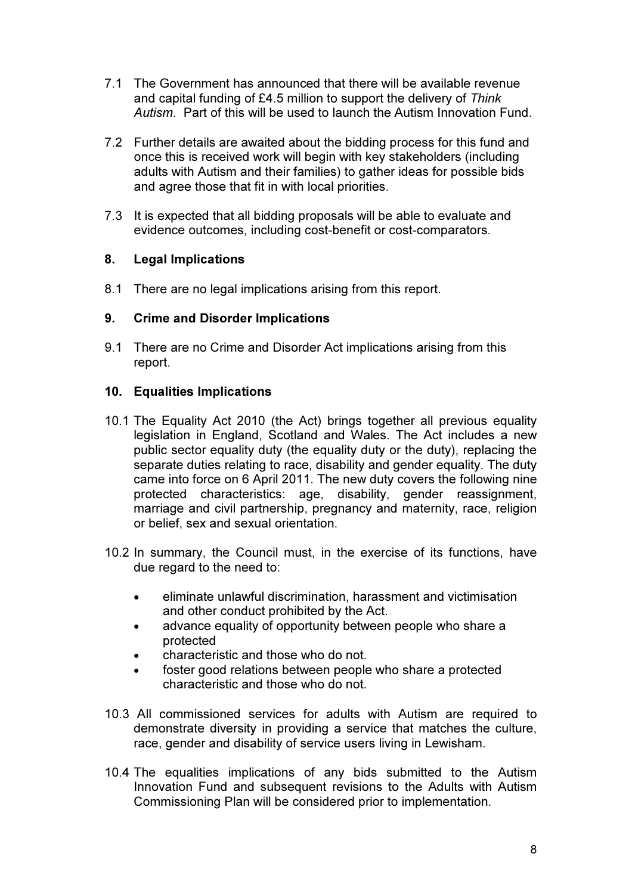7.1 The Government has announced that there will be available revenue and capital funding of £4.5 million to support the delivery of *Think Autism*. Part of this will be used to launch the Autism Innovation Fund.

7.2 Further details are awaited about the bidding process for this fund and once this is received work will begin with key stakeholders (including adults with Autism and their families) to gather ideas for possible bids and agree those that fit in with local priorities.

7.3 It is expected that all bidding proposals will be able to evaluate and evidence outcomes, including cost-benefit or cost-comparators.

## 8. Legal Implications

8.1 There are no legal implications arising from this report.

## 9. Crime and Disorder Implications

9.1 There are no Crime and Disorder Act implications arising from this report.

## 10. Equalities Implications

10.1 The Equality Act 2010 (the Act) brings together all previous equality legislation in England, Scotland and Wales. The Act includes a new public sector equality duty (the equality duty or the duty), replacing the separate duties relating to race, disability and gender equality. The duty came into force on 6 April 2011. The new duty covers the following nine protected characteristics: age, disability, gender reassignment, marriage and civil partnership, pregnancy and maternity, race, religion or belief, sex and sexual orientation.

10.2 In summary, the Council must, in the exercise of its functions, have due regard to the need to:

- eliminate unlawful discrimination, harassment and victimisation and other conduct prohibited by the Act.
- advance equality of opportunity between people who share a protected
- characteristic and those who do not.
- foster good relations between people who share a protected characteristic and those who do not.

10.3 All commissioned services for adults with Autism are required to demonstrate diversity in providing a service that matches the culture, race, gender and disability of service users living in Lewisham.

10.4 The equalities implications of any bids submitted to the Autism Innovation Fund and subsequent revisions to the Adults with Autism Commissioning Plan will be considered prior to implementation.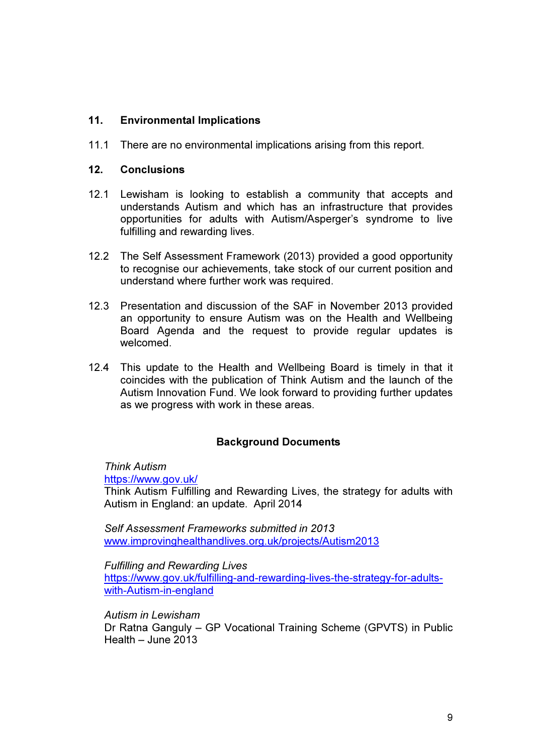## 11. Environmental Implications

11.1 There are no environmental implications arising from this report.

## 12. Conclusions

12.1 Lewisham is looking to establish a community that accepts and understands Autism and which has an infrastructure that provides opportunities for adults with Autism/Asperger's syndrome to live fulfilling and rewarding lives.

12.2 The Self Assessment Framework (2013) provided a good opportunity to recognise our achievements, take stock of our current position and understand where further work was required.

12.3 Presentation and discussion of the SAF in November 2013 provided an opportunity to ensure Autism was on the Health and Wellbeing Board Agenda and the request to provide regular updates is welcomed.

12.4 This update to the Health and Wellbeing Board is timely in that it coincides with the publication of Think Autism and the launch of the Autism Innovation Fund. We look forward to providing further updates as we progress with work in these areas.

### Background Documents

*Think Autism*
https://www.gov.uk/
Think Autism Fulfilling and Rewarding Lives, the strategy for adults with Autism in England: an update. April 2014

*Self Assessment Frameworks submitted in 2013*
www.improvinghealthandlives.org.uk/projects/Autism2013

*Fulfilling and Rewarding Lives*
https://www.gov.uk/fulfilling-and-rewarding-lives-the-strategy-for-adults-with-Autism-in-england

*Autism in Lewisham*
Dr Ratna Ganguly – GP Vocational Training Scheme (GPVTS) in Public Health – June 2013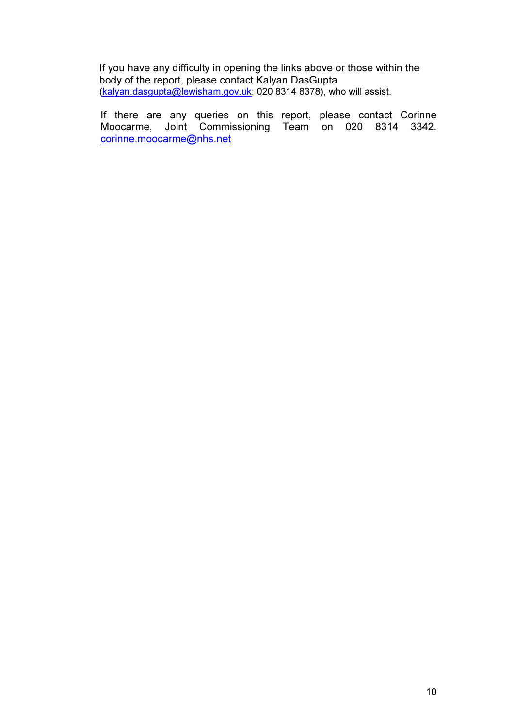If you have any difficulty in opening the links above or those within the body of the report, please contact Kalyan DasGupta (kalyan.dasgupta@lewisham.gov.uk; 020 8314 8378), who will assist.

If there are any queries on this report, please contact Corinne Moocarme, Joint Commissioning Team on 020 8314 3342. corinne.moocarme@nhs.net